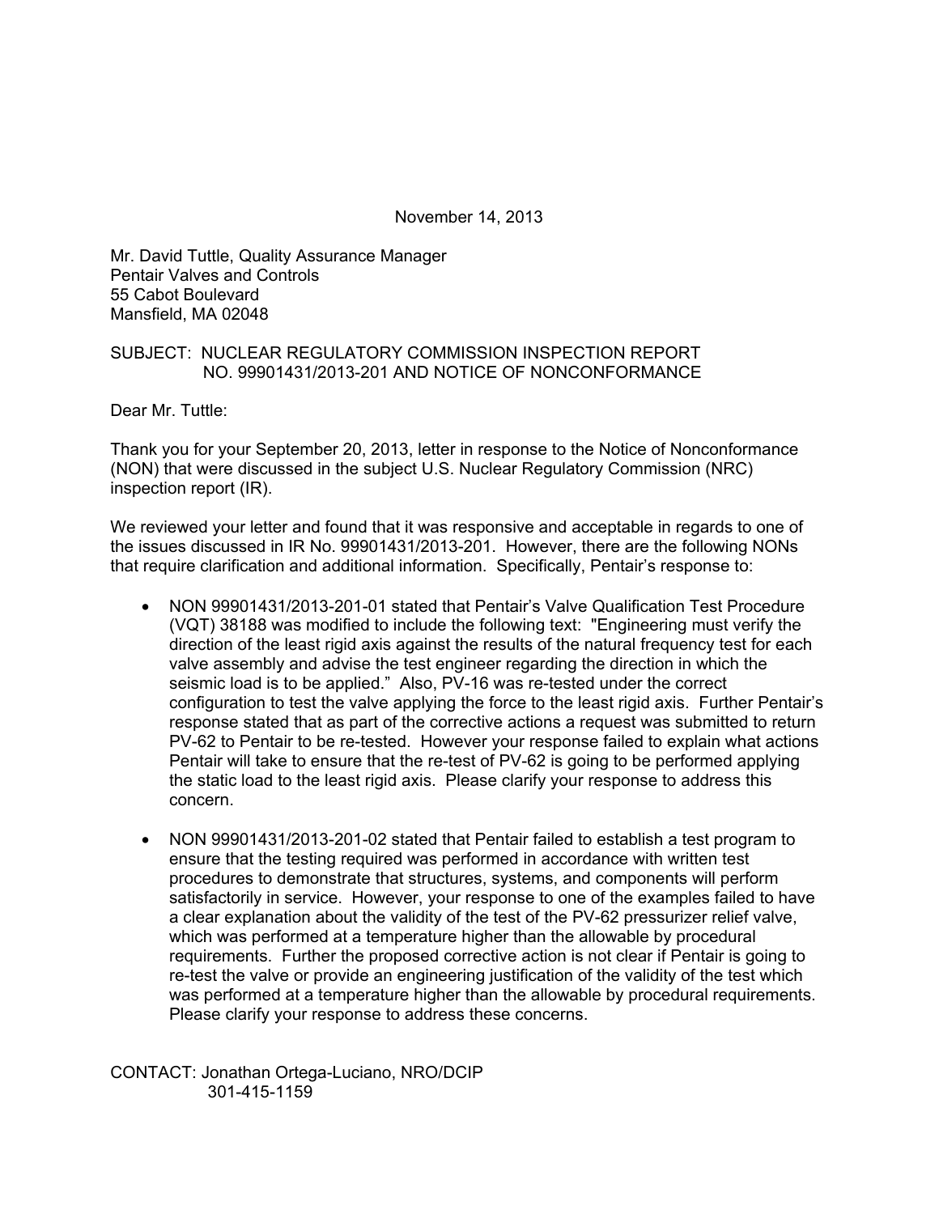November 14, 2013

Mr. David Tuttle, Quality Assurance Manager
Pentair Valves and Controls
55 Cabot Boulevard
Mansfield, MA 02048

SUBJECT: NUCLEAR REGULATORY COMMISSION INSPECTION REPORT NO. 99901431/2013-201 AND NOTICE OF NONCONFORMANCE

Dear Mr. Tuttle:

Thank you for your September 20, 2013, letter in response to the Notice of Nonconformance (NON) that were discussed in the subject U.S. Nuclear Regulatory Commission (NRC) inspection report (IR).

We reviewed your letter and found that it was responsive and acceptable in regards to one of the issues discussed in IR No. 99901431/2013-201. However, there are the following NONs that require clarification and additional information. Specifically, Pentair's response to:

- NON 99901431/2013-201-01 stated that Pentair's Valve Qualification Test Procedure (VQT) 38188 was modified to include the following text: "Engineering must verify the direction of the least rigid axis against the results of the natural frequency test for each valve assembly and advise the test engineer regarding the direction in which the seismic load is to be applied." Also, PV-16 was re-tested under the correct configuration to test the valve applying the force to the least rigid axis. Further Pentair's response stated that as part of the corrective actions a request was submitted to return PV-62 to Pentair to be re-tested. However your response failed to explain what actions Pentair will take to ensure that the re-test of PV-62 is going to be performed applying the static load to the least rigid axis. Please clarify your response to address this concern.

- NON 99901431/2013-201-02 stated that Pentair failed to establish a test program to ensure that the testing required was performed in accordance with written test procedures to demonstrate that structures, systems, and components will perform satisfactorily in service. However, your response to one of the examples failed to have a clear explanation about the validity of the test of the PV-62 pressurizer relief valve, which was performed at a temperature higher than the allowable by procedural requirements. Further the proposed corrective action is not clear if Pentair is going to re-test the valve or provide an engineering justification of the validity of the test which was performed at a temperature higher than the allowable by procedural requirements. Please clarify your response to address these concerns.

CONTACT: Jonathan Ortega-Luciano, NRO/DCIP
301-415-1159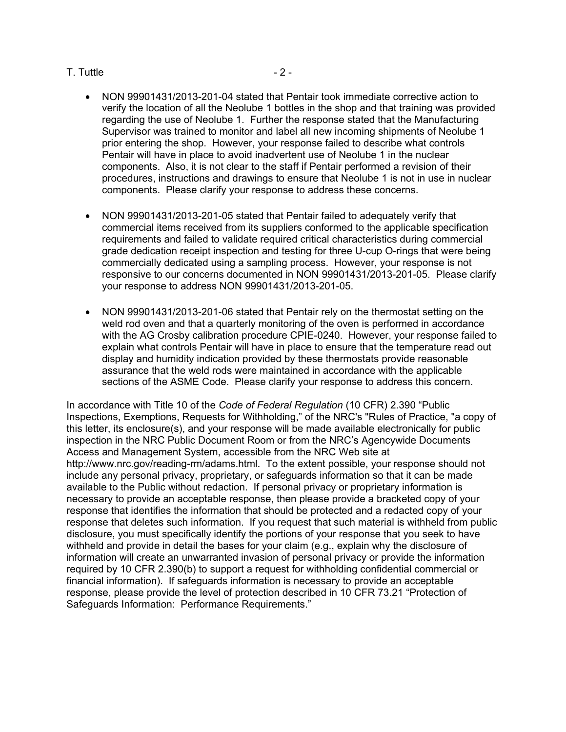- NON 99901431/2013-201-04 stated that Pentair took immediate corrective action to verify the location of all the Neolube 1 bottles in the shop and that training was provided regarding the use of Neolube 1. Further the response stated that the Manufacturing Supervisor was trained to monitor and label all new incoming shipments of Neolube 1 prior entering the shop. However, your response failed to describe what controls Pentair will have in place to avoid inadvertent use of Neolube 1 in the nuclear components. Also, it is not clear to the staff if Pentair performed a revision of their procedures, instructions and drawings to ensure that Neolube 1 is not in use in nuclear components. Please clarify your response to address these concerns.

- NON 99901431/2013-201-05 stated that Pentair failed to adequately verify that commercial items received from its suppliers conformed to the applicable specification requirements and failed to validate required critical characteristics during commercial grade dedication receipt inspection and testing for three U-cup O-rings that were being commercially dedicated using a sampling process. However, your response is not responsive to our concerns documented in NON 99901431/2013-201-05. Please clarify your response to address NON 99901431/2013-201-05.

- NON 99901431/2013-201-06 stated that Pentair rely on the thermostat setting on the weld rod oven and that a quarterly monitoring of the oven is performed in accordance with the AG Crosby calibration procedure CPIE-0240. However, your response failed to explain what controls Pentair will have in place to ensure that the temperature read out display and humidity indication provided by these thermostats provide reasonable assurance that the weld rods were maintained in accordance with the applicable sections of the ASME Code. Please clarify your response to address this concern.

In accordance with Title 10 of the *Code of Federal Regulation* (10 CFR) 2.390 "Public Inspections, Exemptions, Requests for Withholding," of the NRC's "Rules of Practice, "a copy of this letter, its enclosure(s), and your response will be made available electronically for public inspection in the NRC Public Document Room or from the NRC's Agencywide Documents Access and Management System, accessible from the NRC Web site at http://www.nrc.gov/reading-rm/adams.html. To the extent possible, your response should not include any personal privacy, proprietary, or safeguards information so that it can be made available to the Public without redaction. If personal privacy or proprietary information is necessary to provide an acceptable response, then please provide a bracketed copy of your response that identifies the information that should be protected and a redacted copy of your response that deletes such information. If you request that such material is withheld from public disclosure, you must specifically identify the portions of your response that you seek to have withheld and provide in detail the bases for your claim (e.g., explain why the disclosure of information will create an unwarranted invasion of personal privacy or provide the information required by 10 CFR 2.390(b) to support a request for withholding confidential commercial or financial information). If safeguards information is necessary to provide an acceptable response, please provide the level of protection described in 10 CFR 73.21 "Protection of Safeguards Information: Performance Requirements."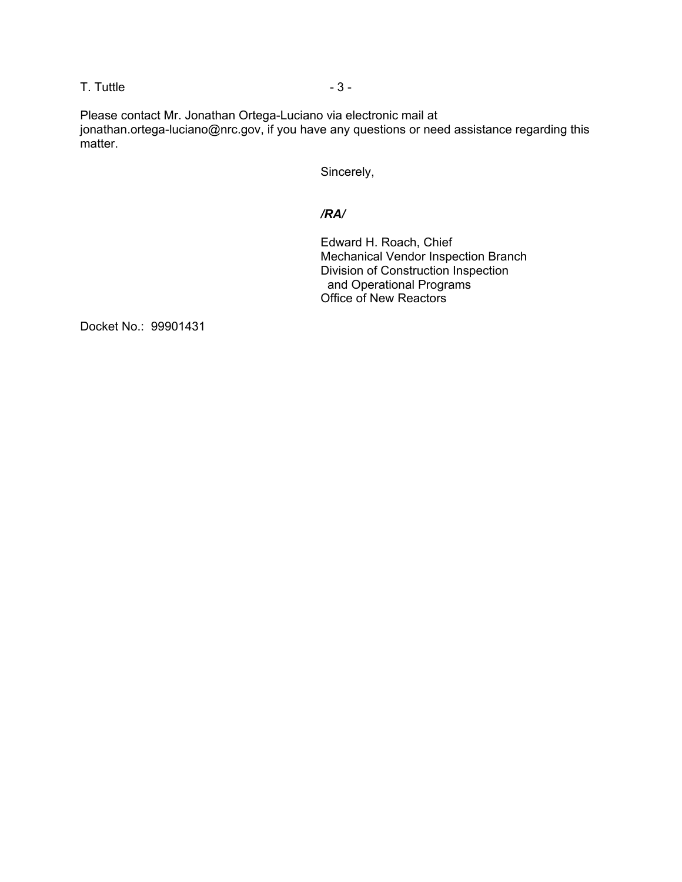Please contact Mr. Jonathan Ortega-Luciano via electronic mail at jonathan.ortega-luciano@nrc.gov, if you have any questions or need assistance regarding this matter.

Sincerely,

***/RA/***

Edward H. Roach, Chief
Mechanical Vendor Inspection Branch
Division of Construction Inspection
and Operational Programs
Office of New Reactors

Docket No.: 99901431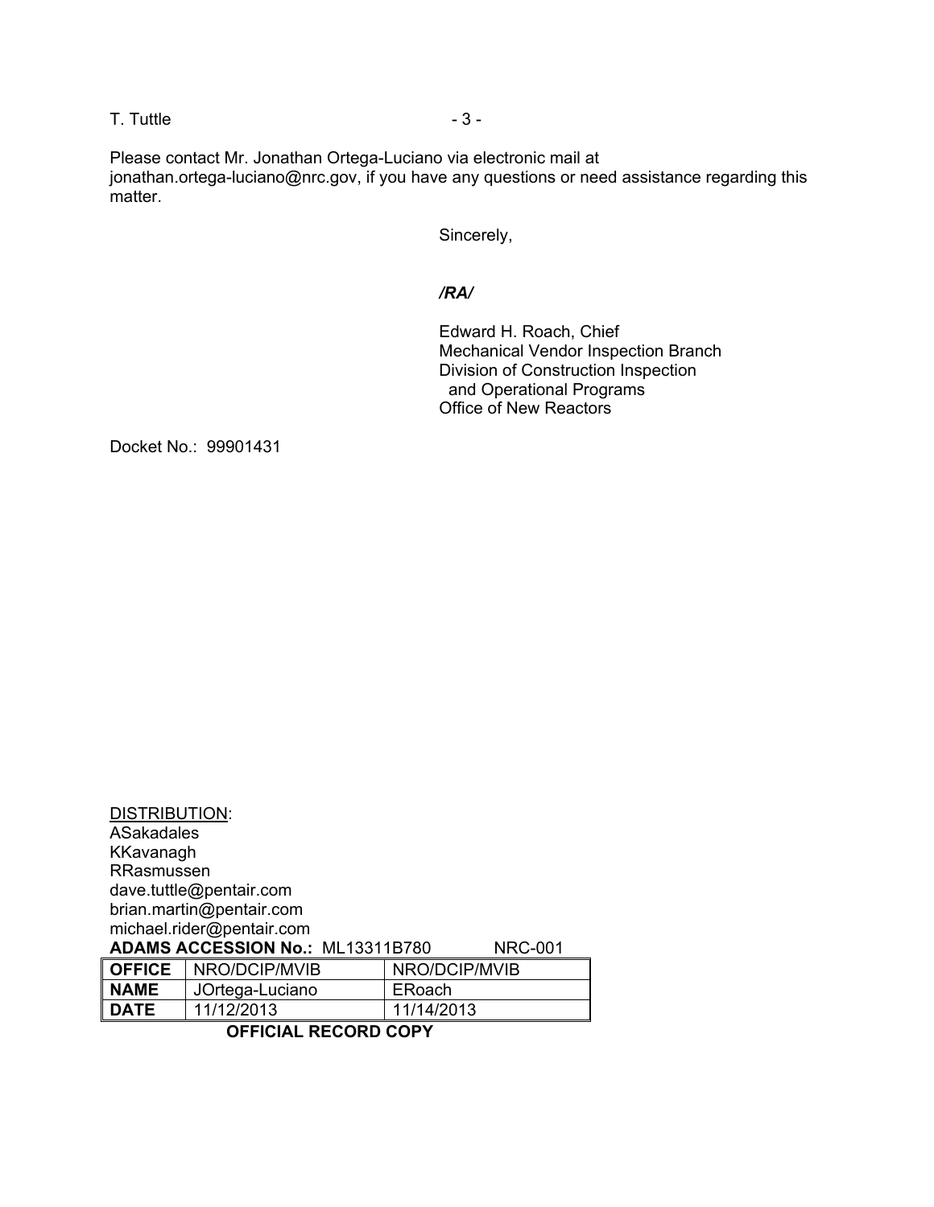Please contact Mr. Jonathan Ortega-Luciano via electronic mail at jonathan.ortega-luciano@nrc.gov, if you have any questions or need assistance regarding this matter.

Sincerely,

*/RA/*

Edward H. Roach, Chief
Mechanical Vendor Inspection Branch
Division of Construction Inspection
and Operational Programs
Office of New Reactors

Docket No.: 99901431

DISTRIBUTION:
ASakadales
KKavanagh
RRasmussen
dave.tuttle@pentair.com
brian.martin@pentair.com
michael.rider@pentair.com

**ADAMS ACCESSION No.:** ML13311B780 NRC-001

| | | |
|---|---|---|
| **OFFICE** | NRO/DCIP/MVIB | NRO/DCIP/MVIB |
| **NAME** | JOrtega-Luciano | ERoach |
| **DATE** | 11/12/2013 | 11/14/2013 |

**OFFICIAL RECORD COPY**